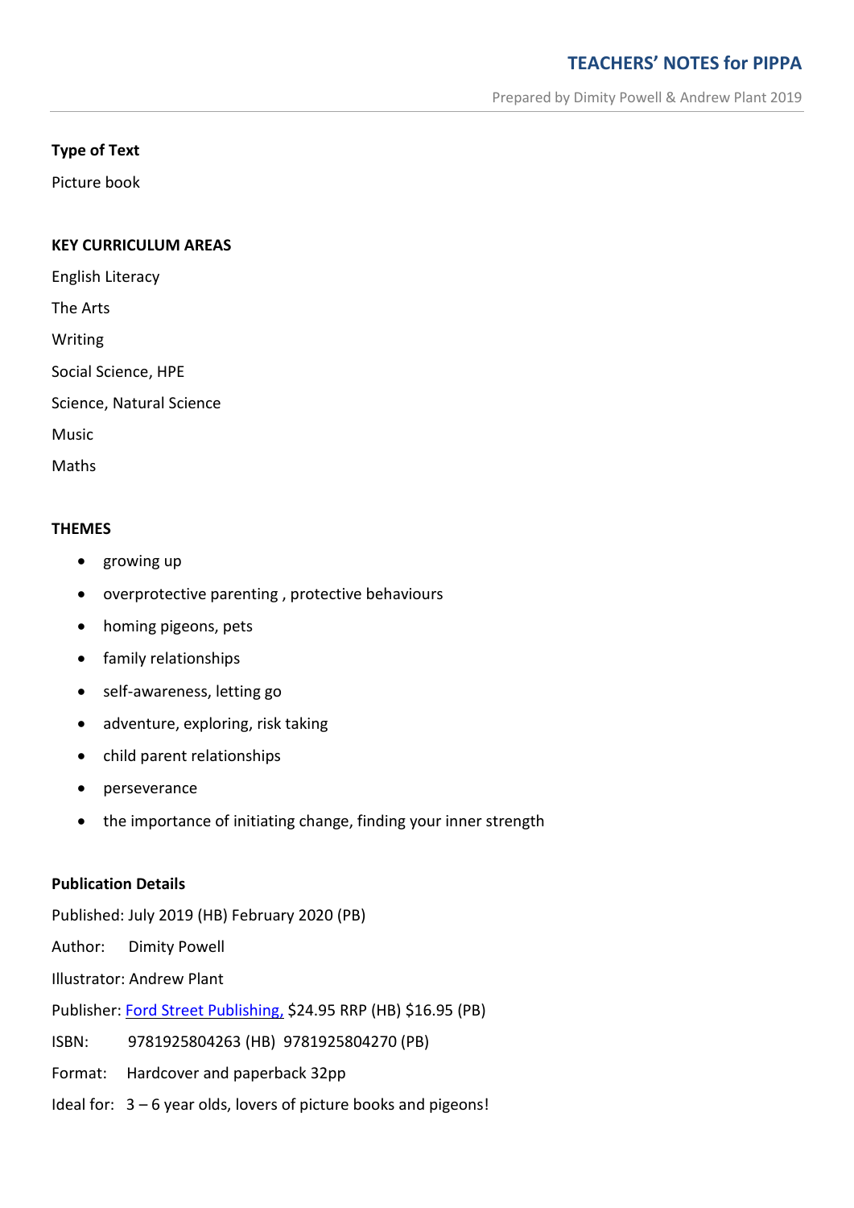# TEACHERS' NOTES for PIPPA

Prepared by Dimity Powell & Andrew Plant 2019

**Type of Text**

Picture book

**KEY CURRICULUM AREAS**

English Literacy

The Arts

Writing

Social Science, HPE

Science, Natural Science

Music

Maths

**THEMES**

- growing up
- overprotective parenting , protective behaviours
- homing pigeons, pets
- family relationships
- self-awareness, letting go
- adventure, exploring, risk taking
- child parent relationships
- perseverance
- the importance of initiating change, finding your inner strength

**Publication Details**

Published: July 2019 (HB) February 2020 (PB)

Author: Dimity Powell

Illustrator: Andrew Plant

Publisher: Ford Street Publishing, $24.95 RRP (HB) $16.95 (PB)

ISBN: 9781925804263 (HB) 9781925804270 (PB)

Format: Hardcover and paperback 32pp

Ideal for: 3 – 6 year olds, lovers of picture books and pigeons!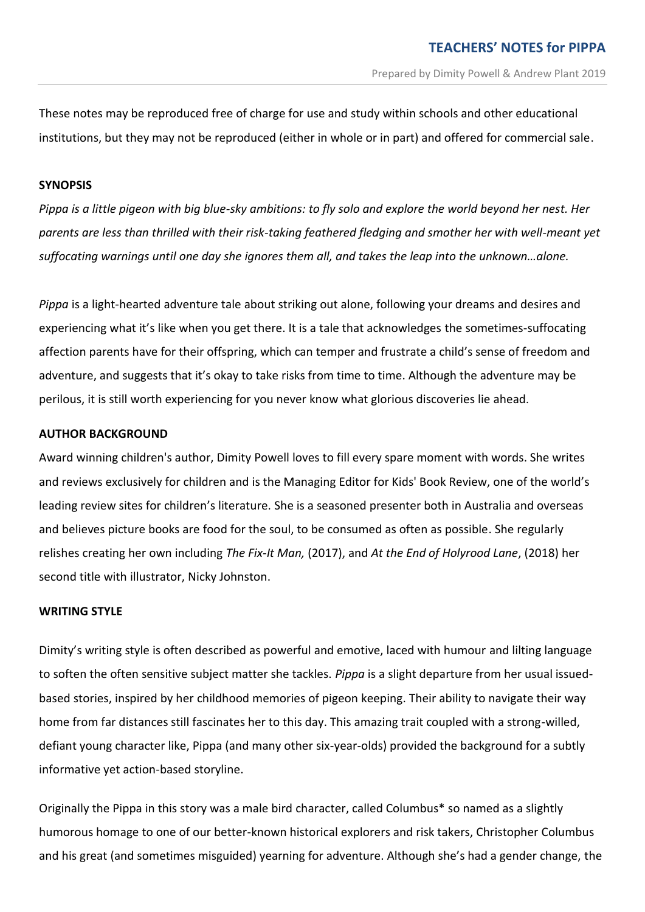These notes may be reproduced free of charge for use and study within schools and other educational institutions, but they may not be reproduced (either in whole or in part) and offered for commercial sale.

**SYNOPSIS**

*Pippa is a little pigeon with big blue-sky ambitions: to fly solo and explore the world beyond her nest. Her parents are less than thrilled with their risk-taking feathered fledging and smother her with well-meant yet suffocating warnings until one day she ignores them all, and takes the leap into the unknown…alone.*

*Pippa* is a light-hearted adventure tale about striking out alone, following your dreams and desires and experiencing what it's like when you get there. It is a tale that acknowledges the sometimes-suffocating affection parents have for their offspring, which can temper and frustrate a child's sense of freedom and adventure, and suggests that it's okay to take risks from time to time. Although the adventure may be perilous, it is still worth experiencing for you never know what glorious discoveries lie ahead.

**AUTHOR BACKGROUND**

Award winning children's author, Dimity Powell loves to fill every spare moment with words. She writes and reviews exclusively for children and is the Managing Editor for Kids' Book Review, one of the world's leading review sites for children's literature. She is a seasoned presenter both in Australia and overseas and believes picture books are food for the soul, to be consumed as often as possible. She regularly relishes creating her own including *The Fix-It Man,* (2017), and *At the End of Holyrood Lane*, (2018) her second title with illustrator, Nicky Johnston.

**WRITING STYLE**

Dimity's writing style is often described as powerful and emotive, laced with humour and lilting language to soften the often sensitive subject matter she tackles. *Pippa* is a slight departure from her usual issued-based stories, inspired by her childhood memories of pigeon keeping. Their ability to navigate their way home from far distances still fascinates her to this day. This amazing trait coupled with a strong-willed, defiant young character like, Pippa (and many other six-year-olds) provided the background for a subtly informative yet action-based storyline.

Originally the Pippa in this story was a male bird character, called Columbus* so named as a slightly humorous homage to one of our better-known historical explorers and risk takers, Christopher Columbus and his great (and sometimes misguided) yearning for adventure. Although she's had a gender change, the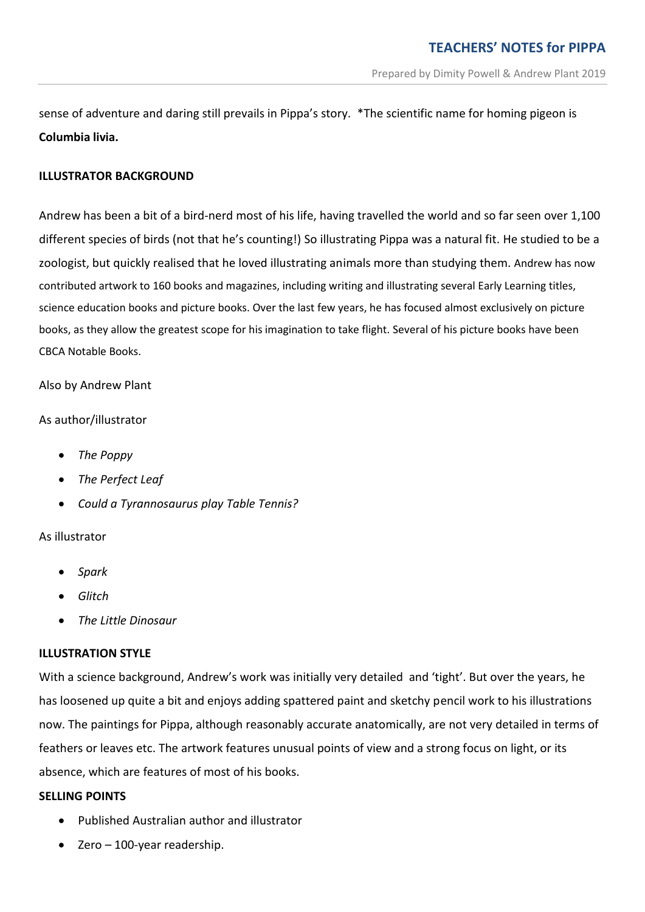sense of adventure and daring still prevails in Pippa's story. *The scientific name for homing pigeon is **Columbia livia.**

**ILLUSTRATOR BACKGROUND**

Andrew has been a bit of a bird-nerd most of his life, having travelled the world and so far seen over 1,100 different species of birds (not that he's counting!) So illustrating Pippa was a natural fit. He studied to be a zoologist, but quickly realised that he loved illustrating animals more than studying them. Andrew has now contributed artwork to 160 books and magazines, including writing and illustrating several Early Learning titles, science education books and picture books. Over the last few years, he has focused almost exclusively on picture books, as they allow the greatest scope for his imagination to take flight. Several of his picture books have been CBCA Notable Books.

Also by Andrew Plant

As author/illustrator

- *The Poppy*
- *The Perfect Leaf*
- *Could a Tyrannosaurus play Table Tennis?*

As illustrator

- *Spark*
- *Glitch*
- *The Little Dinosaur*

**ILLUSTRATION STYLE**

With a science background, Andrew's work was initially very detailed and 'tight'. But over the years, he has loosened up quite a bit and enjoys adding spattered paint and sketchy pencil work to his illustrations now. The paintings for Pippa, although reasonably accurate anatomically, are not very detailed in terms of feathers or leaves etc. The artwork features unusual points of view and a strong focus on light, or its absence, which are features of most of his books.

**SELLING POINTS**

- Published Australian author and illustrator
- Zero – 100-year readership.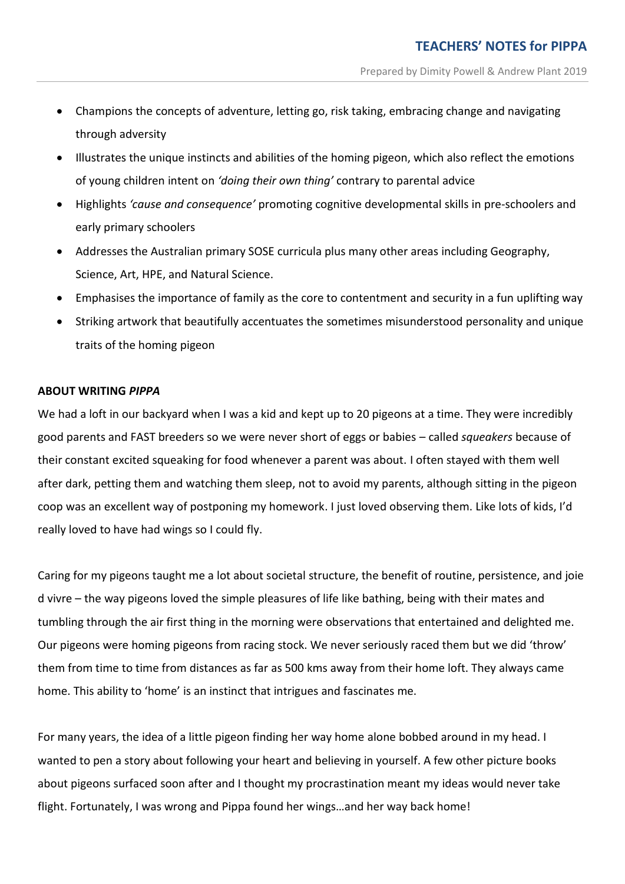- Champions the concepts of adventure, letting go, risk taking, embracing change and navigating through adversity
- Illustrates the unique instincts and abilities of the homing pigeon, which also reflect the emotions of young children intent on *'doing their own thing'* contrary to parental advice
- Highlights *'cause and consequence'* promoting cognitive developmental skills in pre-schoolers and early primary schoolers
- Addresses the Australian primary SOSE curricula plus many other areas including Geography, Science, Art, HPE, and Natural Science.
- Emphasises the importance of family as the core to contentment and security in a fun uplifting way
- Striking artwork that beautifully accentuates the sometimes misunderstood personality and unique traits of the homing pigeon

**ABOUT WRITING *PIPPA***

We had a loft in our backyard when I was a kid and kept up to 20 pigeons at a time. They were incredibly good parents and FAST breeders so we were never short of eggs or babies – called *squeakers* because of their constant excited squeaking for food whenever a parent was about. I often stayed with them well after dark, petting them and watching them sleep, not to avoid my parents, although sitting in the pigeon coop was an excellent way of postponing my homework. I just loved observing them. Like lots of kids, I'd really loved to have had wings so I could fly.

Caring for my pigeons taught me a lot about societal structure, the benefit of routine, persistence, and joie d vivre – the way pigeons loved the simple pleasures of life like bathing, being with their mates and tumbling through the air first thing in the morning were observations that entertained and delighted me. Our pigeons were homing pigeons from racing stock. We never seriously raced them but we did 'throw' them from time to time from distances as far as 500 kms away from their home loft. They always came home. This ability to 'home' is an instinct that intrigues and fascinates me.

For many years, the idea of a little pigeon finding her way home alone bobbed around in my head. I wanted to pen a story about following your heart and believing in yourself. A few other picture books about pigeons surfaced soon after and I thought my procrastination meant my ideas would never take flight. Fortunately, I was wrong and Pippa found her wings…and her way back home!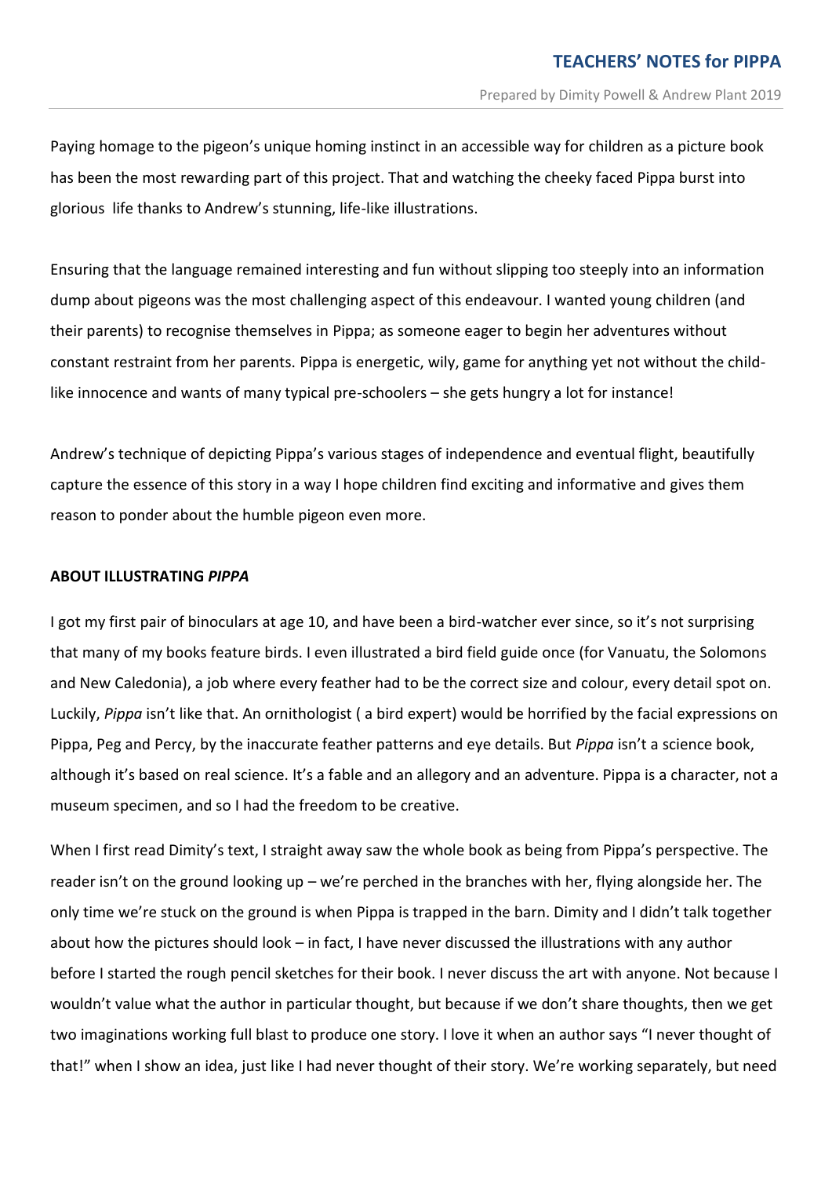Paying homage to the pigeon's unique homing instinct in an accessible way for children as a picture book has been the most rewarding part of this project. That and watching the cheeky faced Pippa burst into glorious life thanks to Andrew's stunning, life-like illustrations.

Ensuring that the language remained interesting and fun without slipping too steeply into an information dump about pigeons was the most challenging aspect of this endeavour. I wanted young children (and their parents) to recognise themselves in Pippa; as someone eager to begin her adventures without constant restraint from her parents. Pippa is energetic, wily, game for anything yet not without the child-like innocence and wants of many typical pre-schoolers – she gets hungry a lot for instance!

Andrew's technique of depicting Pippa's various stages of independence and eventual flight, beautifully capture the essence of this story in a way I hope children find exciting and informative and gives them reason to ponder about the humble pigeon even more.

**ABOUT ILLUSTRATING *PIPPA***

I got my first pair of binoculars at age 10, and have been a bird-watcher ever since, so it's not surprising that many of my books feature birds. I even illustrated a bird field guide once (for Vanuatu, the Solomons and New Caledonia), a job where every feather had to be the correct size and colour, every detail spot on. Luckily, *Pippa* isn't like that. An ornithologist ( a bird expert) would be horrified by the facial expressions on Pippa, Peg and Percy, by the inaccurate feather patterns and eye details. But *Pippa* isn't a science book, although it's based on real science. It's a fable and an allegory and an adventure. Pippa is a character, not a museum specimen, and so I had the freedom to be creative.

When I first read Dimity's text, I straight away saw the whole book as being from Pippa's perspective. The reader isn't on the ground looking up – we're perched in the branches with her, flying alongside her. The only time we're stuck on the ground is when Pippa is trapped in the barn. Dimity and I didn't talk together about how the pictures should look – in fact, I have never discussed the illustrations with any author before I started the rough pencil sketches for their book. I never discuss the art with anyone. Not because I wouldn't value what the author in particular thought, but because if we don't share thoughts, then we get two imaginations working full blast to produce one story. I love it when an author says "I never thought of that!" when I show an idea, just like I had never thought of their story. We're working separately, but need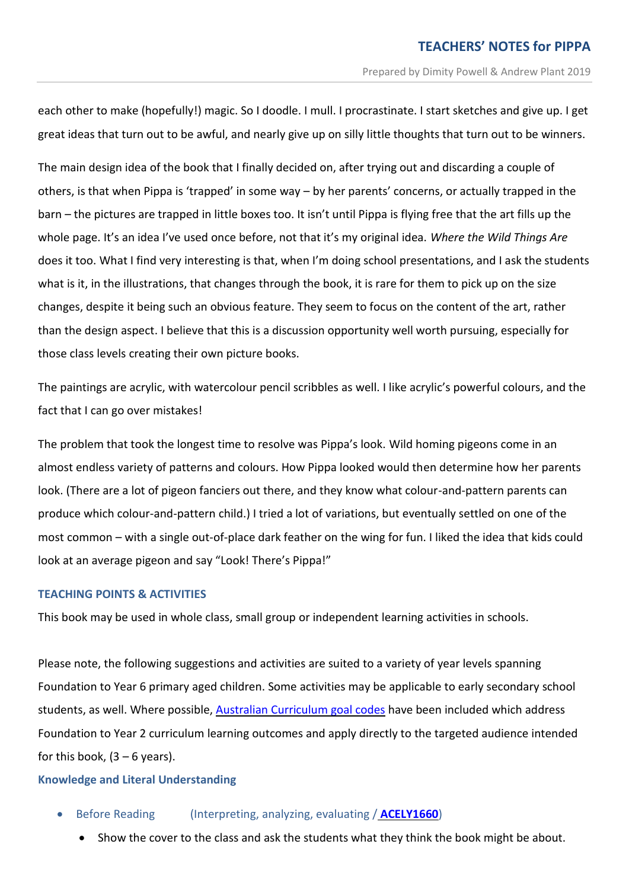each other to make (hopefully!) magic. So I doodle. I mull. I procrastinate. I start sketches and give up. I get great ideas that turn out to be awful, and nearly give up on silly little thoughts that turn out to be winners.

The main design idea of the book that I finally decided on, after trying out and discarding a couple of others, is that when Pippa is 'trapped' in some way – by her parents' concerns, or actually trapped in the barn – the pictures are trapped in little boxes too. It isn't until Pippa is flying free that the art fills up the whole page. It's an idea I've used once before, not that it's my original idea. *Where the Wild Things Are* does it too. What I find very interesting is that, when I'm doing school presentations, and I ask the students what is it, in the illustrations, that changes through the book, it is rare for them to pick up on the size changes, despite it being such an obvious feature. They seem to focus on the content of the art, rather than the design aspect. I believe that this is a discussion opportunity well worth pursuing, especially for those class levels creating their own picture books.

The paintings are acrylic, with watercolour pencil scribbles as well. I like acrylic's powerful colours, and the fact that I can go over mistakes!

The problem that took the longest time to resolve was Pippa's look. Wild homing pigeons come in an almost endless variety of patterns and colours. How Pippa looked would then determine how her parents look. (There are a lot of pigeon fanciers out there, and they know what colour-and-pattern parents can produce which colour-and-pattern child.) I tried a lot of variations, but eventually settled on one of the most common – with a single out-of-place dark feather on the wing for fun. I liked the idea that kids could look at an average pigeon and say "Look! There's Pippa!"

## TEACHING POINTS & ACTIVITIES

This book may be used in whole class, small group or independent learning activities in schools.

Please note, the following suggestions and activities are suited to a variety of year levels spanning Foundation to Year 6 primary aged children. Some activities may be applicable to early secondary school students, as well. Where possible, Australian Curriculum goal codes have been included which address Foundation to Year 2 curriculum learning outcomes and apply directly to the targeted audience intended for this book, (3 – 6 years).

### Knowledge and Literal Understanding

- Before Reading (Interpreting, analyzing, evaluating / **ACELY1660**)
  - Show the cover to the class and ask the students what they think the book might be about.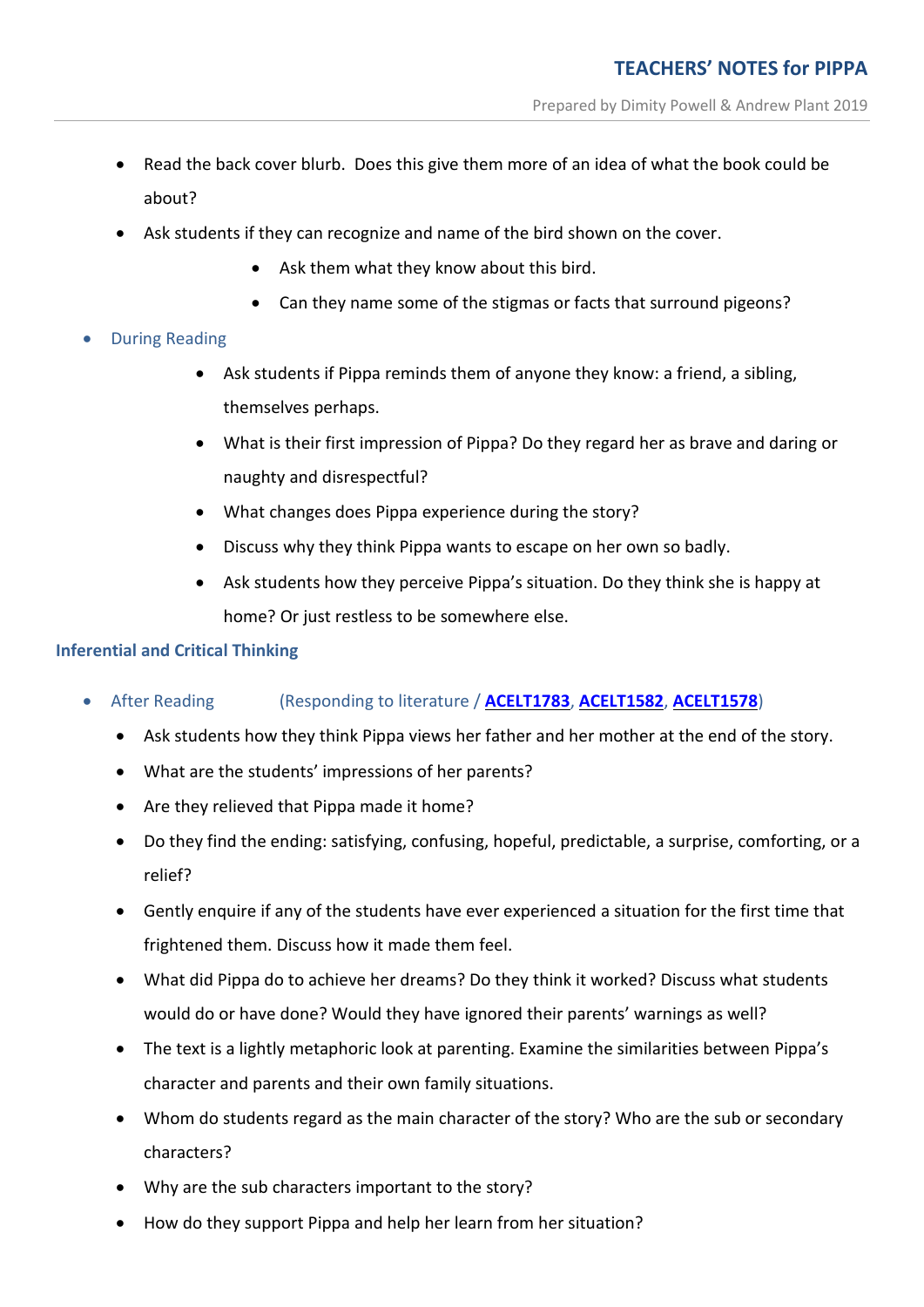- Read the back cover blurb. Does this give them more of an idea of what the book could be about?
- Ask students if they can recognize and name of the bird shown on the cover.
  - Ask them what they know about this bird.
  - Can they name some of the stigmas or facts that surround pigeons?

- During Reading
  - Ask students if Pippa reminds them of anyone they know: a friend, a sibling, themselves perhaps.
  - What is their first impression of Pippa? Do they regard her as brave and daring or naughty and disrespectful?
  - What changes does Pippa experience during the story?
  - Discuss why they think Pippa wants to escape on her own so badly.
  - Ask students how they perceive Pippa's situation. Do they think she is happy at home? Or just restless to be somewhere else.

## Inferential and Critical Thinking

- After Reading (Responding to literature / **ACELT1783**, **ACELT1582**, **ACELT1578**)
  - Ask students how they think Pippa views her father and her mother at the end of the story.
  - What are the students' impressions of her parents?
  - Are they relieved that Pippa made it home?
  - Do they find the ending: satisfying, confusing, hopeful, predictable, a surprise, comforting, or a relief?
  - Gently enquire if any of the students have ever experienced a situation for the first time that frightened them. Discuss how it made them feel.
  - What did Pippa do to achieve her dreams? Do they think it worked? Discuss what students would do or have done? Would they have ignored their parents' warnings as well?
  - The text is a lightly metaphoric look at parenting. Examine the similarities between Pippa's character and parents and their own family situations.
  - Whom do students regard as the main character of the story? Who are the sub or secondary characters?
  - Why are the sub characters important to the story?
  - How do they support Pippa and help her learn from her situation?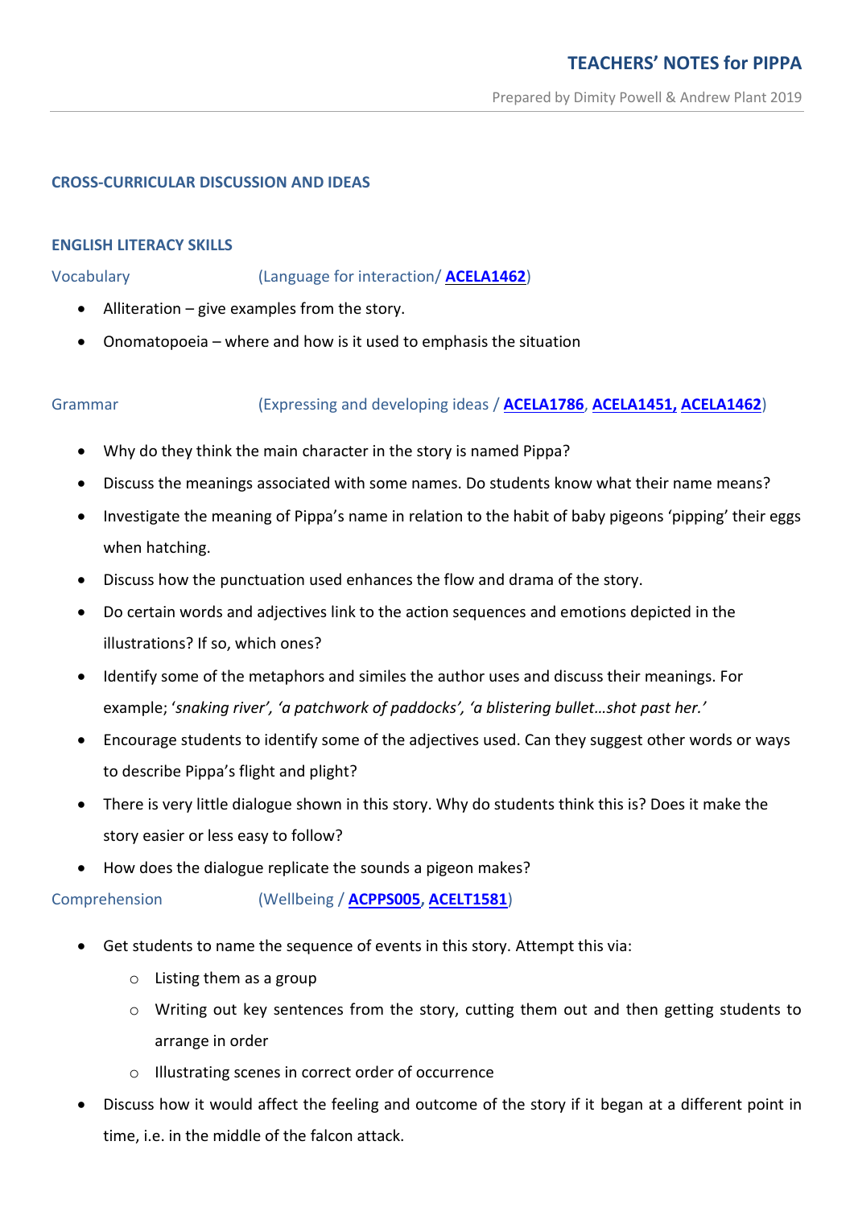## CROSS-CURRICULAR DISCUSSION AND IDEAS

### ENGLISH LITERACY SKILLS

#### Vocabulary (Language for interaction/ **ACELA1462**)

- Alliteration – give examples from the story.
- Onomatopoeia – where and how is it used to emphasis the situation

#### Grammar (Expressing and developing ideas / **ACELA1786**, **ACELA1451,** **ACELA1462**)

- Why do they think the main character in the story is named Pippa?
- Discuss the meanings associated with some names. Do students know what their name means?
- Investigate the meaning of Pippa's name in relation to the habit of baby pigeons 'pipping' their eggs when hatching.
- Discuss how the punctuation used enhances the flow and drama of the story.
- Do certain words and adjectives link to the action sequences and emotions depicted in the illustrations? If so, which ones?
- Identify some of the metaphors and similes the author uses and discuss their meanings. For example; '*snaking river', 'a patchwork of paddocks', 'a blistering bullet…shot past her.'*
- Encourage students to identify some of the adjectives used. Can they suggest other words or ways to describe Pippa's flight and plight?
- There is very little dialogue shown in this story. Why do students think this is? Does it make the story easier or less easy to follow?
- How does the dialogue replicate the sounds a pigeon makes?

#### Comprehension (Wellbeing / **ACPPS005**, **ACELT1581**)

- Get students to name the sequence of events in this story. Attempt this via:
  - Listing them as a group
  - Writing out key sentences from the story, cutting them out and then getting students to arrange in order
  - Illustrating scenes in correct order of occurrence
- Discuss how it would affect the feeling and outcome of the story if it began at a different point in time, i.e. in the middle of the falcon attack.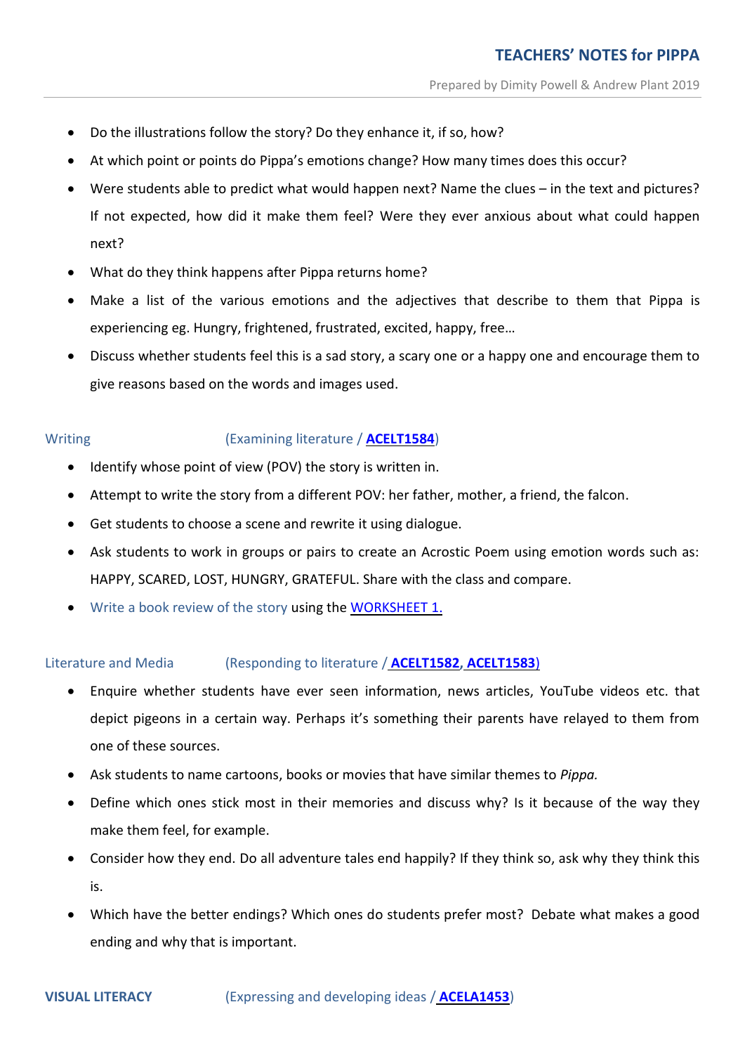- Do the illustrations follow the story? Do they enhance it, if so, how?
- At which point or points do Pippa's emotions change? How many times does this occur?
- Were students able to predict what would happen next? Name the clues – in the text and pictures? If not expected, how did it make them feel? Were they ever anxious about what could happen next?
- What do they think happens after Pippa returns home?
- Make a list of the various emotions and the adjectives that describe to them that Pippa is experiencing eg. Hungry, frightened, frustrated, excited, happy, free…
- Discuss whether students feel this is a sad story, a scary one or a happy one and encourage them to give reasons based on the words and images used.

### Writing (Examining literature / **ACELT1584**)

- Identify whose point of view (POV) the story is written in.
- Attempt to write the story from a different POV: her father, mother, a friend, the falcon.
- Get students to choose a scene and rewrite it using dialogue.
- Ask students to work in groups or pairs to create an Acrostic Poem using emotion words such as: HAPPY, SCARED, LOST, HUNGRY, GRATEFUL. Share with the class and compare.
- Write a book review of the story using the WORKSHEET 1.

### Literature and Media (Responding to literature / **ACELT1582**, **ACELT1583**)

- Enquire whether students have ever seen information, news articles, YouTube videos etc. that depict pigeons in a certain way. Perhaps it's something their parents have relayed to them from one of these sources.
- Ask students to name cartoons, books or movies that have similar themes to *Pippa.*
- Define which ones stick most in their memories and discuss why? Is it because of the way they make them feel, for example.
- Consider how they end. Do all adventure tales end happily? If they think so, ask why they think this is.
- Which have the better endings? Which ones do students prefer most? Debate what makes a good ending and why that is important.

### VISUAL LITERACY (Expressing and developing ideas / **ACELA1453**)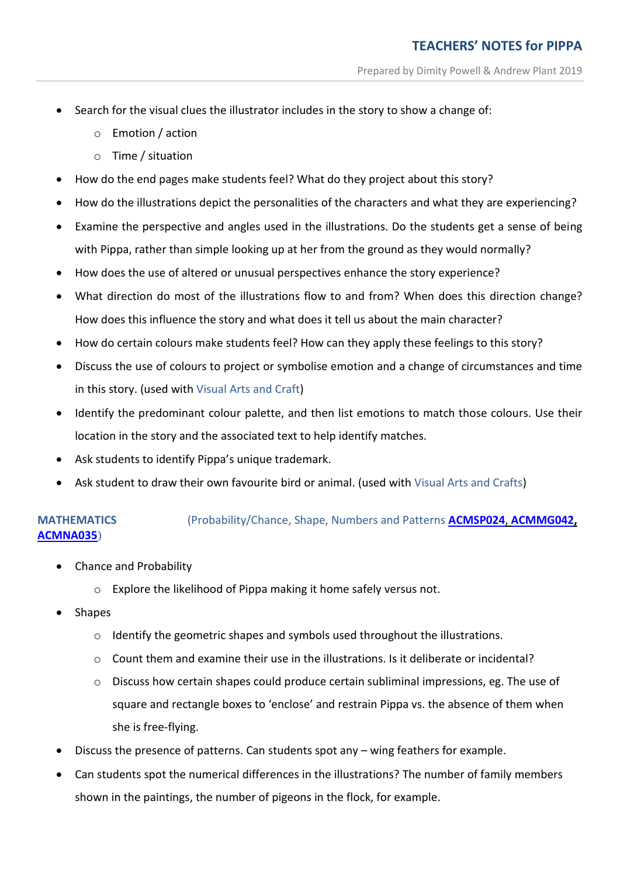- Search for the visual clues the illustrator includes in the story to show a change of:
  - Emotion / action
  - Time / situation
- How do the end pages make students feel? What do they project about this story?
- How do the illustrations depict the personalities of the characters and what they are experiencing?
- Examine the perspective and angles used in the illustrations. Do the students get a sense of being with Pippa, rather than simple looking up at her from the ground as they would normally?
- How does the use of altered or unusual perspectives enhance the story experience?
- What direction do most of the illustrations flow to and from? When does this direction change? How does this influence the story and what does it tell us about the main character?
- How do certain colours make students feel? How can they apply these feelings to this story?
- Discuss the use of colours to project or symbolise emotion and a change of circumstances and time in this story. (used with Visual Arts and Craft)
- Identify the predominant colour palette, and then list emotions to match those colours. Use their location in the story and the associated text to help identify matches.
- Ask students to identify Pippa's unique trademark.
- Ask student to draw their own favourite bird or animal. (used with Visual Arts and Crafts)

**MATHEMATICS** (Probability/Chance, Shape, Numbers and Patterns **ACMSP024**, **ACMMG042**, **ACMNA035**)

- Chance and Probability
  - Explore the likelihood of Pippa making it home safely versus not.
- Shapes
  - Identify the geometric shapes and symbols used throughout the illustrations.
  - Count them and examine their use in the illustrations. Is it deliberate or incidental?
  - Discuss how certain shapes could produce certain subliminal impressions, eg. The use of square and rectangle boxes to 'enclose' and restrain Pippa vs. the absence of them when she is free-flying.
- Discuss the presence of patterns. Can students spot any – wing feathers for example.
- Can students spot the numerical differences in the illustrations? The number of family members shown in the paintings, the number of pigeons in the flock, for example.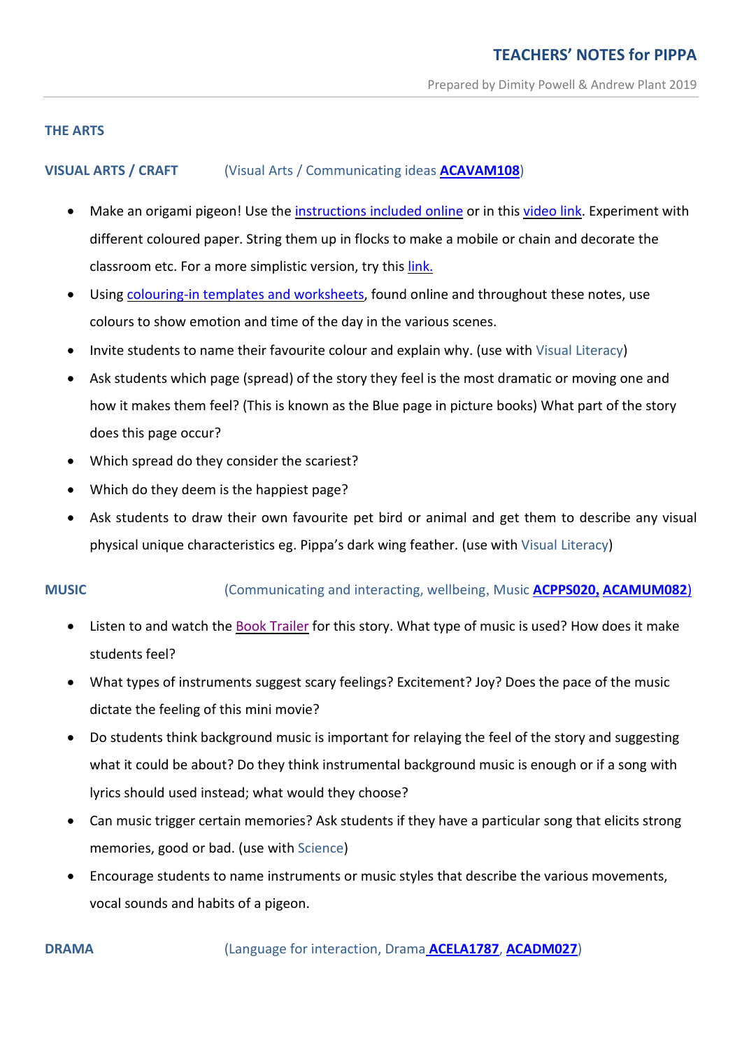## THE ARTS

### VISUAL ARTS / CRAFT (Visual Arts / Communicating ideas **ACAVAM108**)

- Make an origami pigeon! Use the instructions included online or in this video link. Experiment with different coloured paper. String them up in flocks to make a mobile or chain and decorate the classroom etc. For a more simplistic version, try this link.
- Using colouring-in templates and worksheets, found online and throughout these notes, use colours to show emotion and time of the day in the various scenes.
- Invite students to name their favourite colour and explain why. (use with Visual Literacy)
- Ask students which page (spread) of the story they feel is the most dramatic or moving one and how it makes them feel? (This is known as the Blue page in picture books) What part of the story does this page occur?
- Which spread do they consider the scariest?
- Which do they deem is the happiest page?
- Ask students to draw their own favourite pet bird or animal and get them to describe any visual physical unique characteristics eg. Pippa's dark wing feather. (use with Visual Literacy)

### MUSIC (Communicating and interacting, wellbeing, Music **ACPPS020, ACAMUM082**)

- Listen to and watch the Book Trailer for this story. What type of music is used? How does it make students feel?
- What types of instruments suggest scary feelings? Excitement? Joy? Does the pace of the music dictate the feeling of this mini movie?
- Do students think background music is important for relaying the feel of the story and suggesting what it could be about? Do they think instrumental background music is enough or if a song with lyrics should used instead; what would they choose?
- Can music trigger certain memories? Ask students if they have a particular song that elicits strong memories, good or bad. (use with Science)
- Encourage students to name instruments or music styles that describe the various movements, vocal sounds and habits of a pigeon.

### DRAMA (Language for interaction, Drama **ACELA1787**, **ACADM027**)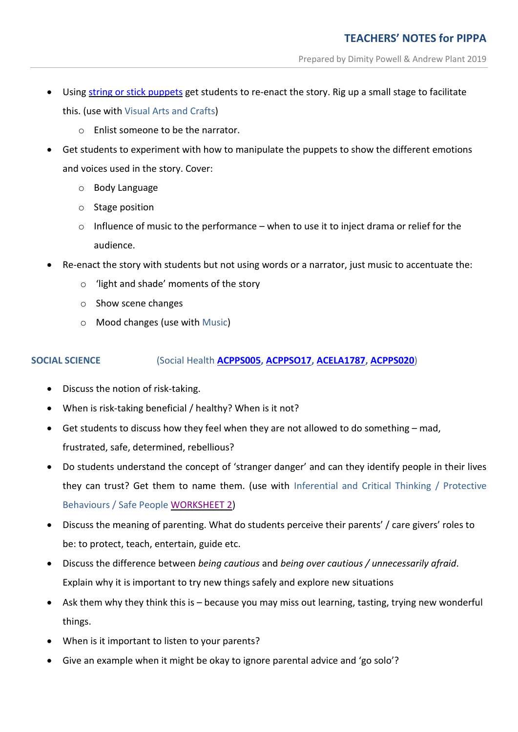- Using string or stick puppets get students to re-enact the story. Rig up a small stage to facilitate this. (use with Visual Arts and Crafts)
  - Enlist someone to be the narrator.
- Get students to experiment with how to manipulate the puppets to show the different emotions and voices used in the story. Cover:
  - Body Language
  - Stage position
  - Influence of music to the performance – when to use it to inject drama or relief for the audience.
- Re-enact the story with students but not using words or a narrator, just music to accentuate the:
  - 'light and shade' moments of the story
  - Show scene changes
  - Mood changes (use with Music)

## SOCIAL SCIENCE (Social Health **ACPPS005**, **ACPPSO17**, **ACELA1787**, **ACPPS020**)

- Discuss the notion of risk-taking.
- When is risk-taking beneficial / healthy? When is it not?
- Get students to discuss how they feel when they are not allowed to do something – mad, frustrated, safe, determined, rebellious?
- Do students understand the concept of 'stranger danger' and can they identify people in their lives they can trust? Get them to name them. (use with Inferential and Critical Thinking / Protective Behaviours / Safe People WORKSHEET 2)
- Discuss the meaning of parenting. What do students perceive their parents' / care givers' roles to be: to protect, teach, entertain, guide etc.
- Discuss the difference between *being cautious* and *being over cautious / unnecessarily afraid*. Explain why it is important to try new things safely and explore new situations
- Ask them why they think this is – because you may miss out learning, tasting, trying new wonderful things.
- When is it important to listen to your parents?
- Give an example when it might be okay to ignore parental advice and 'go solo'?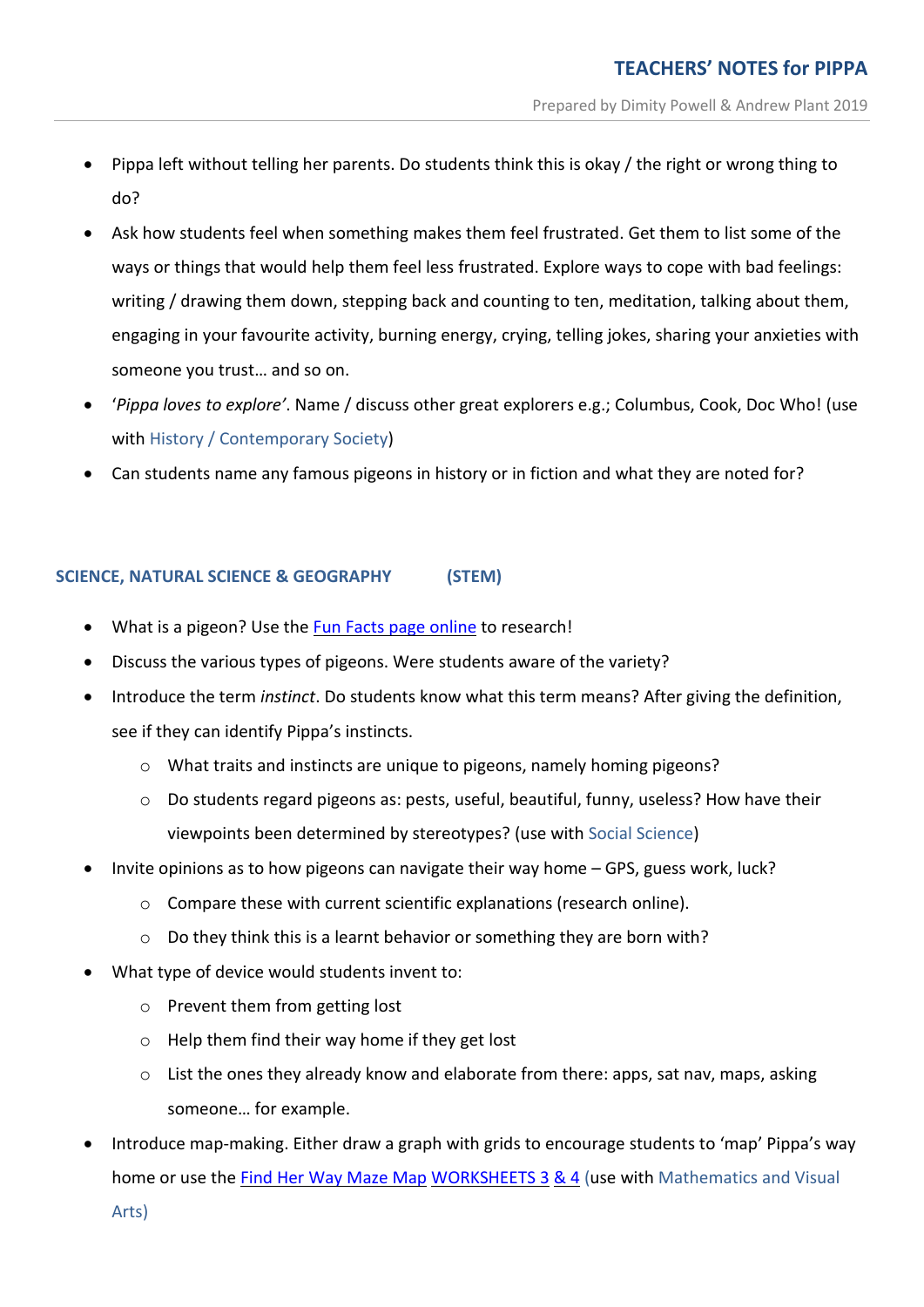- Pippa left without telling her parents. Do students think this is okay / the right or wrong thing to do?
- Ask how students feel when something makes them feel frustrated. Get them to list some of the ways or things that would help them feel less frustrated. Explore ways to cope with bad feelings: writing / drawing them down, stepping back and counting to ten, meditation, talking about them, engaging in your favourite activity, burning energy, crying, telling jokes, sharing your anxieties with someone you trust… and so on.
- '*Pippa loves to explore'*. Name / discuss other great explorers e.g.; Columbus, Cook, Doc Who! (use with History / Contemporary Society)
- Can students name any famous pigeons in history or in fiction and what they are noted for?

**SCIENCE, NATURAL SCIENCE & GEOGRAPHY (STEM)**

- What is a pigeon? Use the Fun Facts page online to research!
- Discuss the various types of pigeons. Were students aware of the variety?
- Introduce the term *instinct*. Do students know what this term means? After giving the definition, see if they can identify Pippa's instincts.
  - What traits and instincts are unique to pigeons, namely homing pigeons?
  - Do students regard pigeons as: pests, useful, beautiful, funny, useless? How have their viewpoints been determined by stereotypes? (use with Social Science)
- Invite opinions as to how pigeons can navigate their way home – GPS, guess work, luck?
  - Compare these with current scientific explanations (research online).
  - Do they think this is a learnt behavior or something they are born with?
- What type of device would students invent to:
  - Prevent them from getting lost
  - Help them find their way home if they get lost
  - List the ones they already know and elaborate from there: apps, sat nav, maps, asking someone… for example.
- Introduce map-making. Either draw a graph with grids to encourage students to 'map' Pippa's way home or use the Find Her Way Maze Map WORKSHEETS 3 & 4 (use with Mathematics and Visual Arts)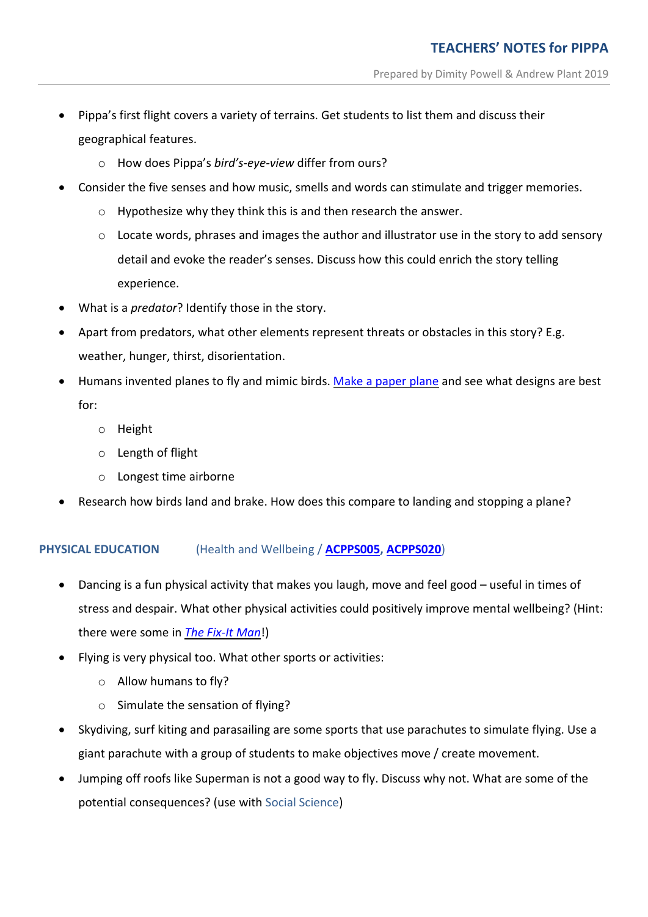- Pippa's first flight covers a variety of terrains. Get students to list them and discuss their geographical features.
    - How does Pippa's *bird's-eye-view* differ from ours?
- Consider the five senses and how music, smells and words can stimulate and trigger memories.
    - Hypothesize why they think this is and then research the answer.
    - Locate words, phrases and images the author and illustrator use in the story to add sensory detail and evoke the reader's senses. Discuss how this could enrich the story telling experience.
- What is a *predator*? Identify those in the story.
- Apart from predators, what other elements represent threats or obstacles in this story? E.g. weather, hunger, thirst, disorientation.
- Humans invented planes to fly and mimic birds. Make a paper plane and see what designs are best for:
    - Height
    - Length of flight
    - Longest time airborne
- Research how birds land and brake. How does this compare to landing and stopping a plane?

**PHYSICAL EDUCATION** (Health and Wellbeing / **ACPPS005**, **ACPPS020**)

- Dancing is a fun physical activity that makes you laugh, move and feel good – useful in times of stress and despair. What other physical activities could positively improve mental wellbeing? (Hint: there were some in *The Fix-It Man*!)
- Flying is very physical too. What other sports or activities:
    - Allow humans to fly?
    - Simulate the sensation of flying?
- Skydiving, surf kiting and parasailing are some sports that use parachutes to simulate flying. Use a giant parachute with a group of students to make objectives move / create movement.
- Jumping off roofs like Superman is not a good way to fly. Discuss why not. What are some of the potential consequences? (use with Social Science)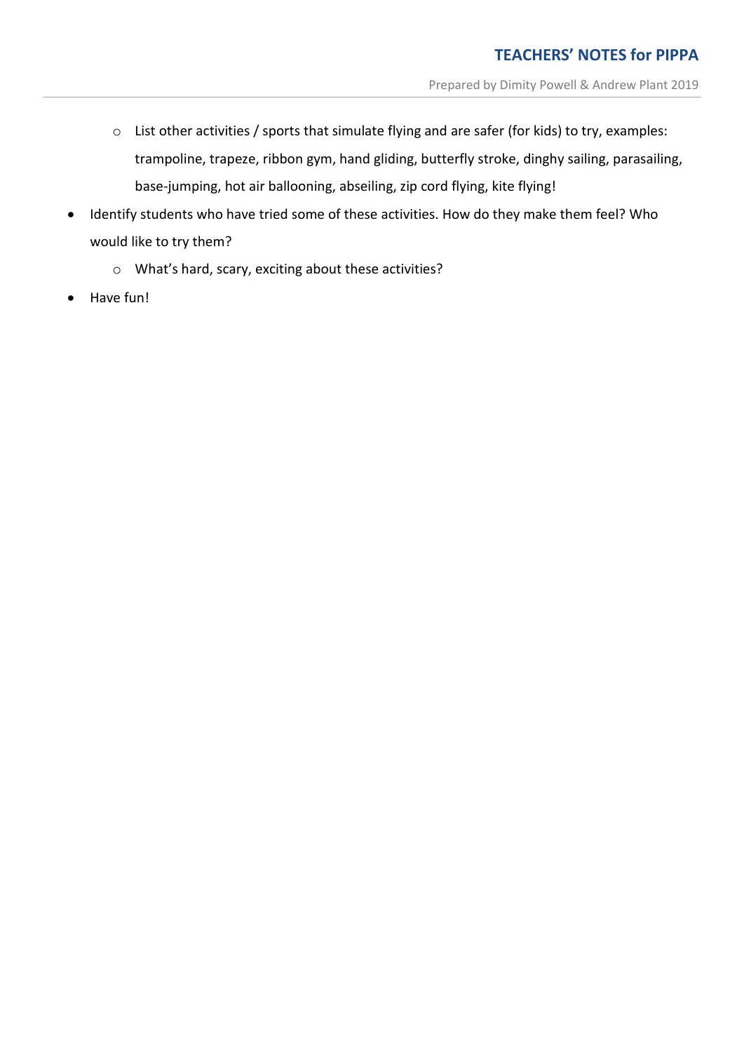- List other activities / sports that simulate flying and are safer (for kids) to try, examples: trampoline, trapeze, ribbon gym, hand gliding, butterfly stroke, dinghy sailing, parasailing, base-jumping, hot air ballooning, abseiling, zip cord flying, kite flying!
- Identify students who have tried some of these activities. How do they make them feel? Who would like to try them?
  - What's hard, scary, exciting about these activities?
- Have fun!